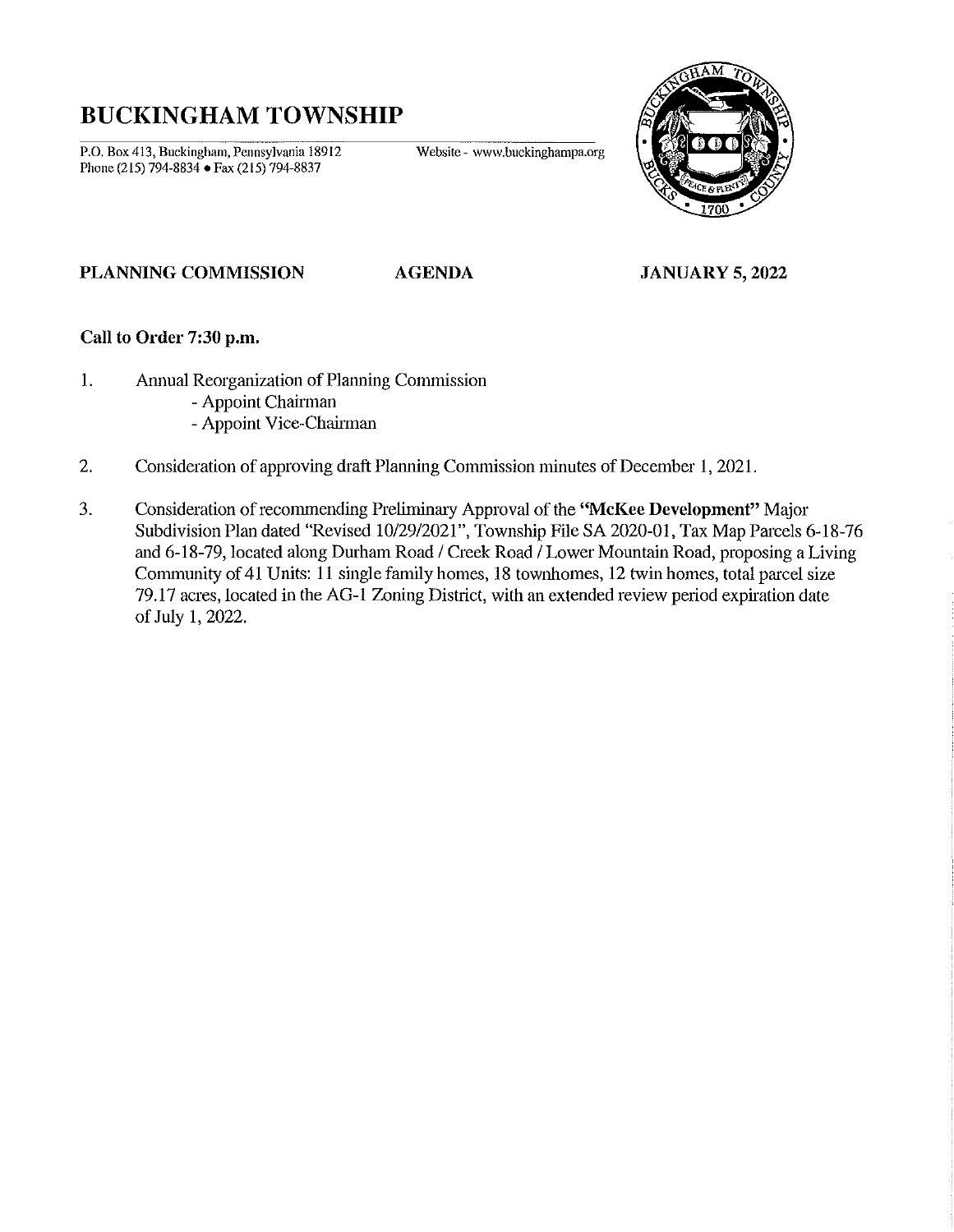# BUCKINGHAM TOWNSHIP

P.O. Box 413, Buckingham, Pennsylvania 18912
Phone (215) 794-8834 • Fax (215) 794-8837

Website - www.buckinghampa.org

**PLANNING COMMISSION** **AGENDA** **JANUARY 5, 2022**

**Call to Order 7:30 p.m.**

1. Annual Reorganization of Planning Commission
   - Appoint Chairman
   - Appoint Vice-Chairman

2. Consideration of approving draft Planning Commission minutes of December 1, 2021.

3. Consideration of recommending Preliminary Approval of the **"McKee Development"** Major Subdivision Plan dated "Revised 10/29/2021", Township File SA 2020-01, Tax Map Parcels 6-18-76 and 6-18-79, located along Durham Road / Creek Road / Lower Mountain Road, proposing a Living Community of 41 Units: 11 single family homes, 18 townhomes, 12 twin homes, total parcel size 79.17 acres, located in the AG-1 Zoning District, with an extended review period expiration date of July 1, 2022.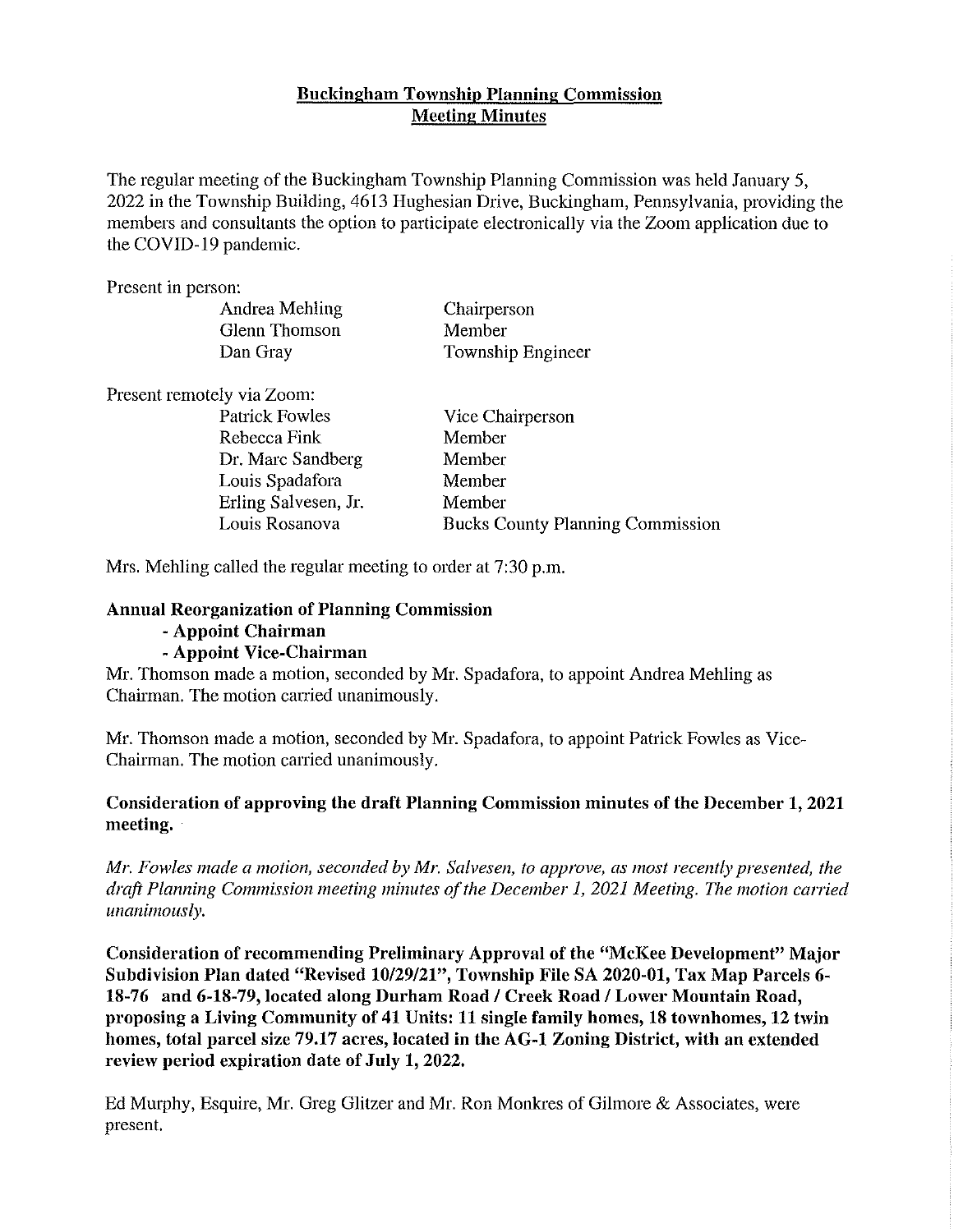## Buckingham Township Planning Commission Meeting Minutes

The regular meeting of the Buckingham Township Planning Commission was held January 5, 2022 in the Township Building, 4613 Hughesian Drive, Buckingham, Pennsylvania, providing the members and consultants the option to participate electronically via the Zoom application due to the COVID-19 pandemic.

Present in person:

| | |
|---|---|
| Andrea Mehling | Chairperson |
| Glenn Thomson | Member |
| Dan Gray | Township Engineer |

Present remotely via Zoom:

| | |
|---|---|
| Patrick Fowles | Vice Chairperson |
| Rebecca Fink | Member |
| Dr. Marc Sandberg | Member |
| Louis Spadafora | Member |
| Erling Salvesen, Jr. | Member |
| Louis Rosanova | Bucks County Planning Commission |

Mrs. Mehling called the regular meeting to order at 7:30 p.m.

**Annual Reorganization of Planning Commission**

- **Appoint Chairman**
- **Appoint Vice-Chairman**

Mr. Thomson made a motion, seconded by Mr. Spadafora, to appoint Andrea Mehling as Chairman. The motion carried unanimously.

Mr. Thomson made a motion, seconded by Mr. Spadafora, to appoint Patrick Fowles as Vice-Chairman. The motion carried unanimously.

**Consideration of approving the draft Planning Commission minutes of the December 1, 2021 meeting.**

*Mr. Fowles made a motion, seconded by Mr. Salvesen, to approve, as most recently presented, the draft Planning Commission meeting minutes of the December 1, 2021 Meeting. The motion carried unanimously.*

**Consideration of recommending Preliminary Approval of the "McKee Development" Major Subdivision Plan dated "Revised 10/29/21", Township File SA 2020-01, Tax Map Parcels 6-18-76 and 6-18-79, located along Durham Road / Creek Road / Lower Mountain Road, proposing a Living Community of 41 Units: 11 single family homes, 18 townhomes, 12 twin homes, total parcel size 79.17 acres, located in the AG-1 Zoning District, with an extended review period expiration date of July 1, 2022.**

Ed Murphy, Esquire, Mr. Greg Glitzer and Mr. Ron Monkres of Gilmore & Associates, were present.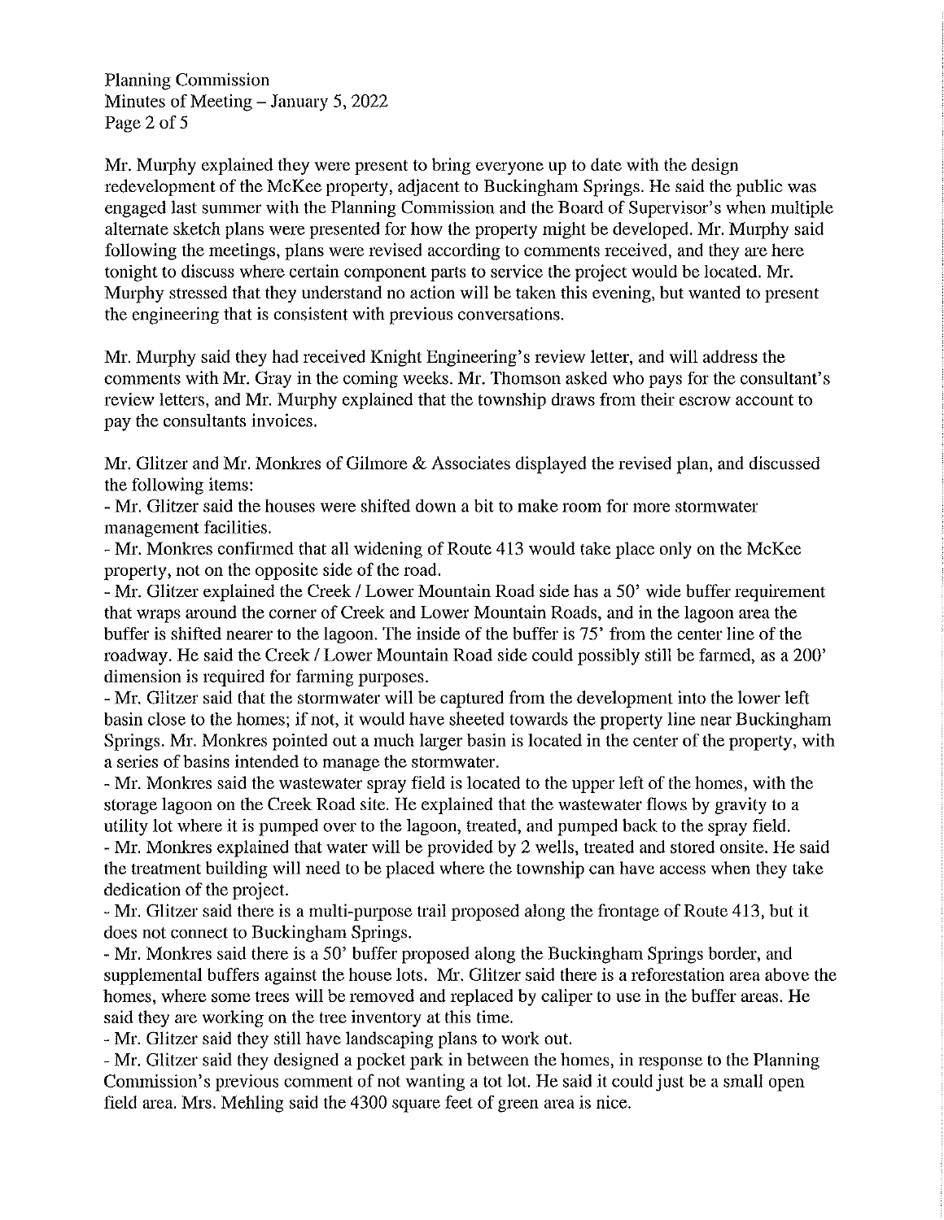Mr. Murphy explained they were present to bring everyone up to date with the design redevelopment of the McKee property, adjacent to Buckingham Springs. He said the public was engaged last summer with the Planning Commission and the Board of Supervisor's when multiple alternate sketch plans were presented for how the property might be developed. Mr. Murphy said following the meetings, plans were revised according to comments received, and they are here tonight to discuss where certain component parts to service the project would be located. Mr. Murphy stressed that they understand no action will be taken this evening, but wanted to present the engineering that is consistent with previous conversations.

Mr. Murphy said they had received Knight Engineering's review letter, and will address the comments with Mr. Gray in the coming weeks. Mr. Thomson asked who pays for the consultant's review letters, and Mr. Murphy explained that the township draws from their escrow account to pay the consultants invoices.

Mr. Glitzer and Mr. Monkres of Gilmore & Associates displayed the revised plan, and discussed the following items:

- Mr. Glitzer said the houses were shifted down a bit to make room for more stormwater management facilities.
- Mr. Monkres confirmed that all widening of Route 413 would take place only on the McKee property, not on the opposite side of the road.
- Mr. Glitzer explained the Creek / Lower Mountain Road side has a 50' wide buffer requirement that wraps around the corner of Creek and Lower Mountain Roads, and in the lagoon area the buffer is shifted nearer to the lagoon. The inside of the buffer is 75' from the center line of the roadway. He said the Creek / Lower Mountain Road side could possibly still be farmed, as a 200' dimension is required for farming purposes.
- Mr. Glitzer said that the stormwater will be captured from the development into the lower left basin close to the homes; if not, it would have sheeted towards the property line near Buckingham Springs. Mr. Monkres pointed out a much larger basin is located in the center of the property, with a series of basins intended to manage the stormwater.
- Mr. Monkres said the wastewater spray field is located to the upper left of the homes, with the storage lagoon on the Creek Road site. He explained that the wastewater flows by gravity to a utility lot where it is pumped over to the lagoon, treated, and pumped back to the spray field.
- Mr. Monkres explained that water will be provided by 2 wells, treated and stored onsite. He said the treatment building will need to be placed where the township can have access when they take dedication of the project.
- Mr. Glitzer said there is a multi-purpose trail proposed along the frontage of Route 413, but it does not connect to Buckingham Springs.
- Mr. Monkres said there is a 50' buffer proposed along the Buckingham Springs border, and supplemental buffers against the house lots. Mr. Glitzer said there is a reforestation area above the homes, where some trees will be removed and replaced by caliper to use in the buffer areas. He said they are working on the tree inventory at this time.
- Mr. Glitzer said they still have landscaping plans to work out.
- Mr. Glitzer said they designed a pocket park in between the homes, in response to the Planning Commission's previous comment of not wanting a tot lot. He said it could just be a small open field area. Mrs. Mehling said the 4300 square feet of green area is nice.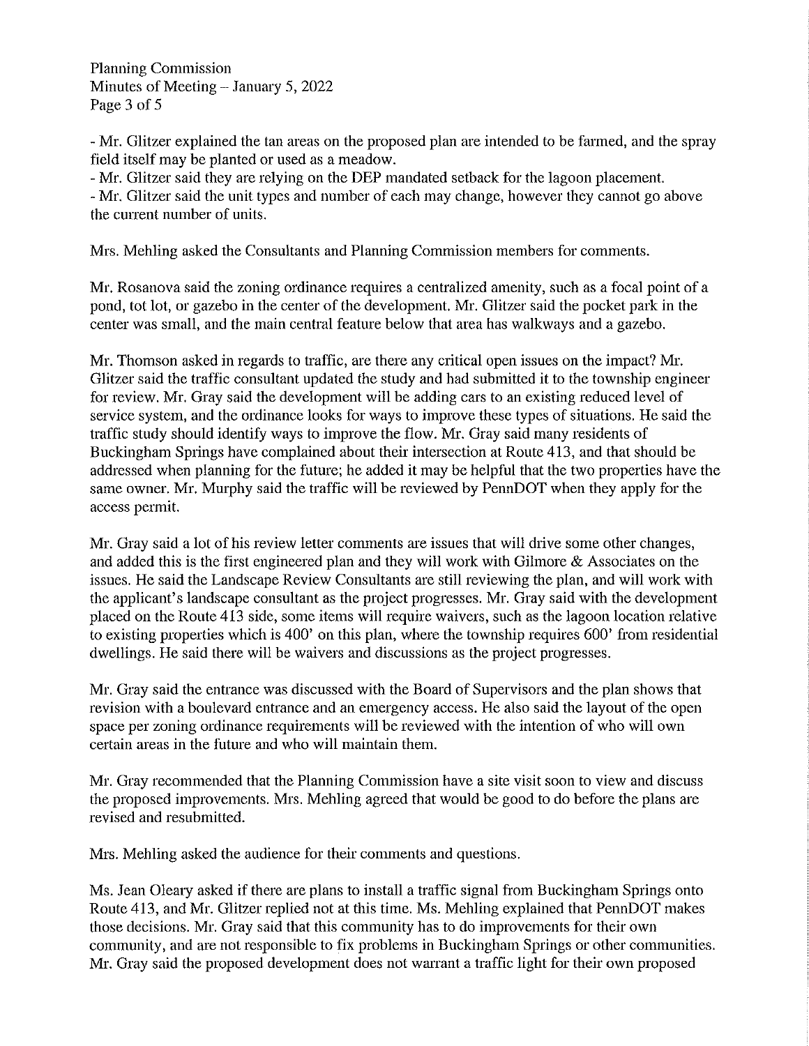- Mr. Glitzer explained the tan areas on the proposed plan are intended to be farmed, and the spray field itself may be planted or used as a meadow.
- Mr. Glitzer said they are relying on the DEP mandated setback for the lagoon placement.
- Mr. Glitzer said the unit types and number of each may change, however they cannot go above the current number of units.

Mrs. Mehling asked the Consultants and Planning Commission members for comments.

Mr. Rosanova said the zoning ordinance requires a centralized amenity, such as a focal point of a pond, tot lot, or gazebo in the center of the development. Mr. Glitzer said the pocket park in the center was small, and the main central feature below that area has walkways and a gazebo.

Mr. Thomson asked in regards to traffic, are there any critical open issues on the impact? Mr. Glitzer said the traffic consultant updated the study and had submitted it to the township engineer for review. Mr. Gray said the development will be adding cars to an existing reduced level of service system, and the ordinance looks for ways to improve these types of situations. He said the traffic study should identify ways to improve the flow. Mr. Gray said many residents of Buckingham Springs have complained about their intersection at Route 413, and that should be addressed when planning for the future; he added it may be helpful that the two properties have the same owner. Mr. Murphy said the traffic will be reviewed by PennDOT when they apply for the access permit.

Mr. Gray said a lot of his review letter comments are issues that will drive some other changes, and added this is the first engineered plan and they will work with Gilmore & Associates on the issues. He said the Landscape Review Consultants are still reviewing the plan, and will work with the applicant's landscape consultant as the project progresses. Mr. Gray said with the development placed on the Route 413 side, some items will require waivers, such as the lagoon location relative to existing properties which is 400' on this plan, where the township requires 600' from residential dwellings. He said there will be waivers and discussions as the project progresses.

Mr. Gray said the entrance was discussed with the Board of Supervisors and the plan shows that revision with a boulevard entrance and an emergency access. He also said the layout of the open space per zoning ordinance requirements will be reviewed with the intention of who will own certain areas in the future and who will maintain them.

Mr. Gray recommended that the Planning Commission have a site visit soon to view and discuss the proposed improvements. Mrs. Mehling agreed that would be good to do before the plans are revised and resubmitted.

Mrs. Mehling asked the audience for their comments and questions.

Ms. Jean Oleary asked if there are plans to install a traffic signal from Buckingham Springs onto Route 413, and Mr. Glitzer replied not at this time. Ms. Mehling explained that PennDOT makes those decisions. Mr. Gray said that this community has to do improvements for their own community, and are not responsible to fix problems in Buckingham Springs or other communities. Mr. Gray said the proposed development does not warrant a traffic light for their own proposed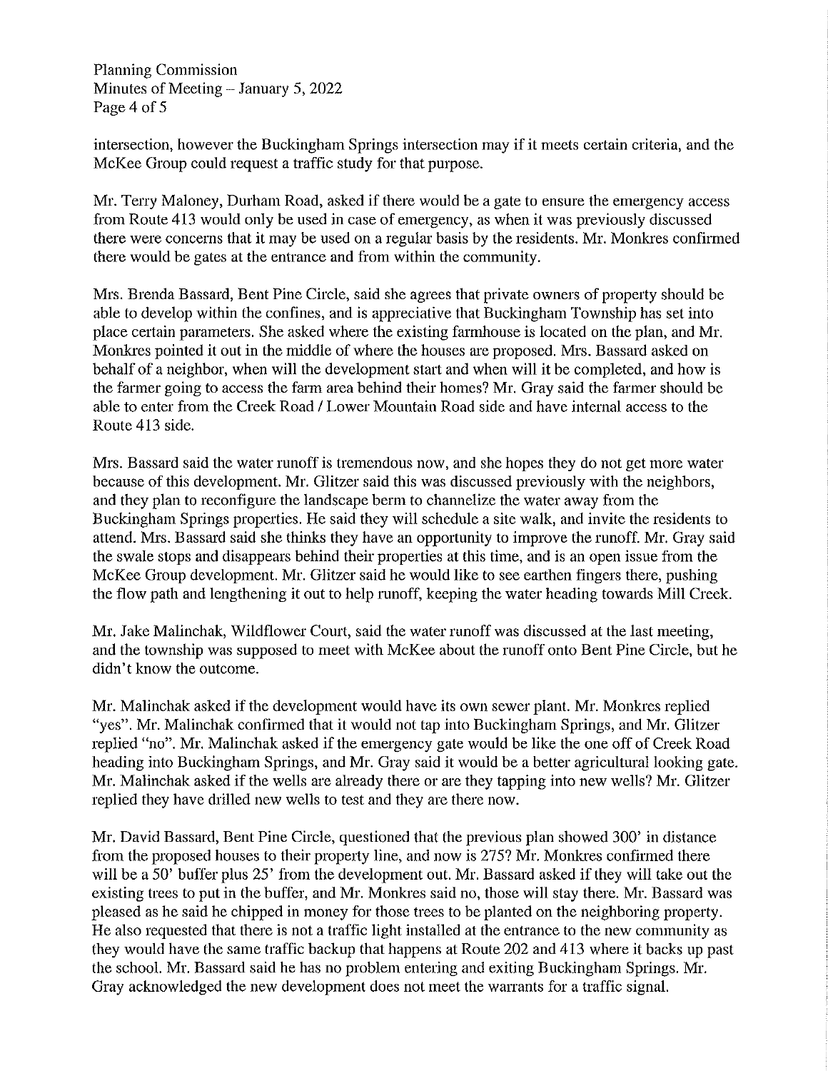intersection, however the Buckingham Springs intersection may if it meets certain criteria, and the McKee Group could request a traffic study for that purpose.

Mr. Terry Maloney, Durham Road, asked if there would be a gate to ensure the emergency access from Route 413 would only be used in case of emergency, as when it was previously discussed there were concerns that it may be used on a regular basis by the residents. Mr. Monkres confirmed there would be gates at the entrance and from within the community.

Mrs. Brenda Bassard, Bent Pine Circle, said she agrees that private owners of property should be able to develop within the confines, and is appreciative that Buckingham Township has set into place certain parameters. She asked where the existing farmhouse is located on the plan, and Mr. Monkres pointed it out in the middle of where the houses are proposed. Mrs. Bassard asked on behalf of a neighbor, when will the development start and when will it be completed, and how is the farmer going to access the farm area behind their homes? Mr. Gray said the farmer should be able to enter from the Creek Road / Lower Mountain Road side and have internal access to the Route 413 side.

Mrs. Bassard said the water runoff is tremendous now, and she hopes they do not get more water because of this development. Mr. Glitzer said this was discussed previously with the neighbors, and they plan to reconfigure the landscape berm to channelize the water away from the Buckingham Springs properties. He said they will schedule a site walk, and invite the residents to attend. Mrs. Bassard said she thinks they have an opportunity to improve the runoff. Mr. Gray said the swale stops and disappears behind their properties at this time, and is an open issue from the McKee Group development. Mr. Glitzer said he would like to see earthen fingers there, pushing the flow path and lengthening it out to help runoff, keeping the water heading towards Mill Creek.

Mr. Jake Malinchak, Wildflower Court, said the water runoff was discussed at the last meeting, and the township was supposed to meet with McKee about the runoff onto Bent Pine Circle, but he didn't know the outcome.

Mr. Malinchak asked if the development would have its own sewer plant. Mr. Monkres replied "yes". Mr. Malinchak confirmed that it would not tap into Buckingham Springs, and Mr. Glitzer replied "no". Mr. Malinchak asked if the emergency gate would be like the one off of Creek Road heading into Buckingham Springs, and Mr. Gray said it would be a better agricultural looking gate. Mr. Malinchak asked if the wells are already there or are they tapping into new wells? Mr. Glitzer replied they have drilled new wells to test and they are there now.

Mr. David Bassard, Bent Pine Circle, questioned that the previous plan showed 300' in distance from the proposed houses to their property line, and now is 275? Mr. Monkres confirmed there will be a 50' buffer plus 25' from the development out. Mr. Bassard asked if they will take out the existing trees to put in the buffer, and Mr. Monkres said no, those will stay there. Mr. Bassard was pleased as he said he chipped in money for those trees to be planted on the neighboring property. He also requested that there is not a traffic light installed at the entrance to the new community as they would have the same traffic backup that happens at Route 202 and 413 where it backs up past the school. Mr. Bassard said he has no problem entering and exiting Buckingham Springs. Mr. Gray acknowledged the new development does not meet the warrants for a traffic signal.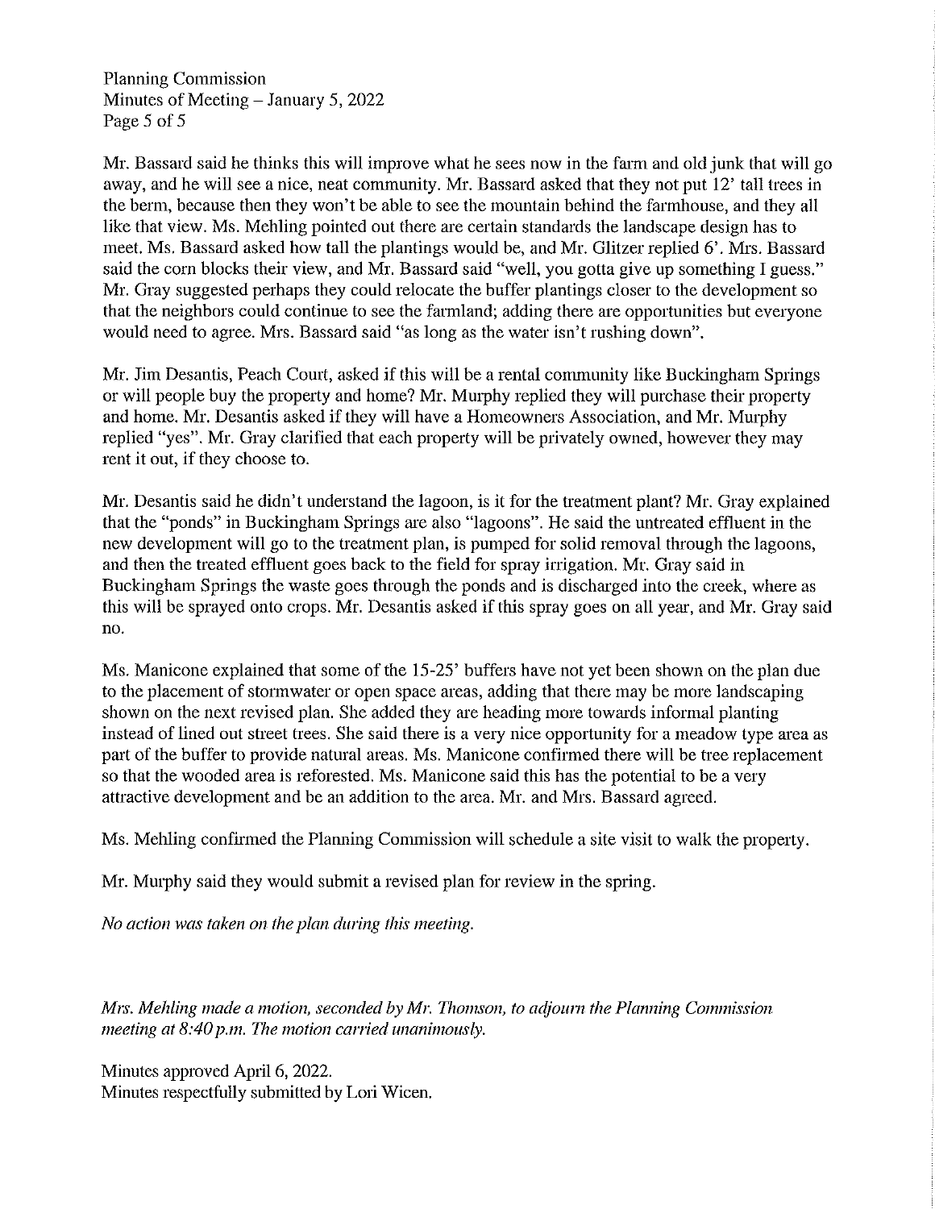Mr. Bassard said he thinks this will improve what he sees now in the farm and old junk that will go away, and he will see a nice, neat community. Mr. Bassard asked that they not put 12' tall trees in the berm, because then they won't be able to see the mountain behind the farmhouse, and they all like that view. Ms. Mehling pointed out there are certain standards the landscape design has to meet. Ms. Bassard asked how tall the plantings would be, and Mr. Glitzer replied 6'. Mrs. Bassard said the corn blocks their view, and Mr. Bassard said "well, you gotta give up something I guess." Mr. Gray suggested perhaps they could relocate the buffer plantings closer to the development so that the neighbors could continue to see the farmland; adding there are opportunities but everyone would need to agree. Mrs. Bassard said "as long as the water isn't rushing down".

Mr. Jim Desantis, Peach Court, asked if this will be a rental community like Buckingham Springs or will people buy the property and home? Mr. Murphy replied they will purchase their property and home. Mr. Desantis asked if they will have a Homeowners Association, and Mr. Murphy replied "yes". Mr. Gray clarified that each property will be privately owned, however they may rent it out, if they choose to.

Mr. Desantis said he didn't understand the lagoon, is it for the treatment plant? Mr. Gray explained that the "ponds" in Buckingham Springs are also "lagoons". He said the untreated effluent in the new development will go to the treatment plan, is pumped for solid removal through the lagoons, and then the treated effluent goes back to the field for spray irrigation. Mr. Gray said in Buckingham Springs the waste goes through the ponds and is discharged into the creek, where as this will be sprayed onto crops. Mr. Desantis asked if this spray goes on all year, and Mr. Gray said no.

Ms. Manicone explained that some of the 15-25' buffers have not yet been shown on the plan due to the placement of stormwater or open space areas, adding that there may be more landscaping shown on the next revised plan. She added they are heading more towards informal planting instead of lined out street trees. She said there is a very nice opportunity for a meadow type area as part of the buffer to provide natural areas. Ms. Manicone confirmed there will be tree replacement so that the wooded area is reforested. Ms. Manicone said this has the potential to be a very attractive development and be an addition to the area. Mr. and Mrs. Bassard agreed.

Ms. Mehling confirmed the Planning Commission will schedule a site visit to walk the property.

Mr. Murphy said they would submit a revised plan for review in the spring.

*No action was taken on the plan during this meeting.*

*Mrs. Mehling made a motion, seconded by Mr. Thomson, to adjourn the Planning Commission meeting at 8:40 p.m. The motion carried unanimously.*

Minutes approved April 6, 2022.
Minutes respectfully submitted by Lori Wicen.